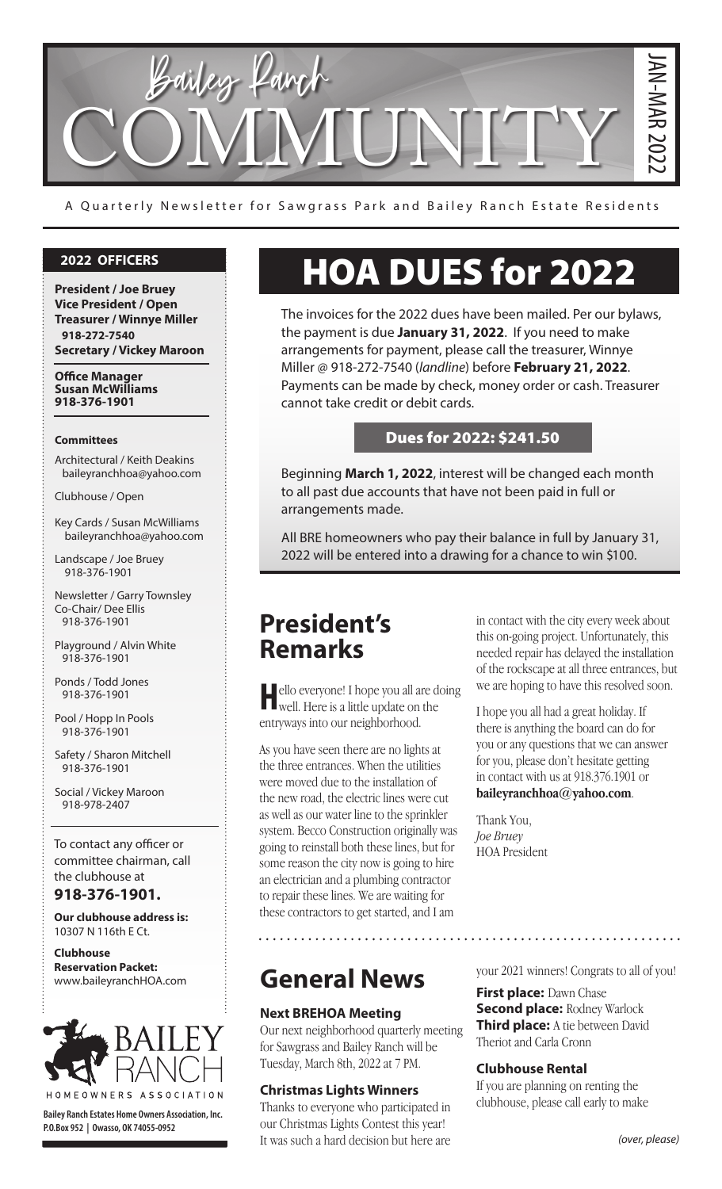# Bailey Ranch COMMUNITY

JAN-MAR 2022

A Quarterly Newsletter for Sawgrass Park and Bailey Ranch Estate Residents

## 2022 OFFICERS

**President / Joe Bruey**
**Vice President / Open**
**Treasurer / Winnye Miller**
**918-272-7540**
**Secretary / Vickey Maroon**

**Office Manager**
**Susan McWilliams**
**918-376-1901**

**Committees**

Architectural / Keith Deakins
baileyranchhoa@yahoo.com

Clubhouse / Open

Key Cards / Susan McWilliams
baileyranchhoa@yahoo.com

Landscape / Joe Bruey
918-376-1901

Newsletter / Garry Townsley
Co-Chair/ Dee Ellis
918-376-1901

Playground / Alvin White
918-376-1901

Ponds / Todd Jones
918-376-1901

Pool / Hopp In Pools
918-376-1901

Safety / Sharon Mitchell
918-376-1901

Social / Vickey Maroon
918-978-2407

To contact any officer or committee chairman, call the clubhouse at

**918-376-1901.**

**Our clubhouse address is:**
10307 N 116th E Ct.

**Clubhouse Reservation Packet:**
www.baileyranchHOA.com

BAILEY RANCH
HOMEOWNERS ASSOCIATION

**Bailey Ranch Estates Home Owners Association, Inc.**
**P.O.Box 952 | Owasso, OK 74055-0952**

# HOA DUES for 2022

The invoices for the 2022 dues have been mailed. Per our bylaws, the payment is due **January 31, 2022**. If you need to make arrangements for payment, please call the treasurer, Winnye Miller @ 918-272-7540 (*landline*) before **February 21, 2022**. Payments can be made by check, money order or cash. Treasurer cannot take credit or debit cards.

**Dues for 2022: $241.50**

Beginning **March 1, 2022**, interest will be changed each month to all past due accounts that have not been paid in full or arrangements made.

All BRE homeowners who pay their balance in full by January 31, 2022 will be entered into a drawing for a chance to win $100.

## President's Remarks

Hello everyone! I hope you all are doing well. Here is a little update on the entryways into our neighborhood.

As you have seen there are no lights at the three entrances. When the utilities were moved due to the installation of the new road, the electric lines were cut as well as our water line to the sprinkler system. Becco Construction originally was going to reinstall both these lines, but for some reason the city now is going to hire an electrician and a plumbing contractor to repair these lines. We are waiting for these contractors to get started, and I am in contact with the city every week about this on-going project. Unfortunately, this needed repair has delayed the installation of the rockscape at all three entrances, but we are hoping to have this resolved soon.

I hope you all had a great holiday. If there is anything the board can do for you or any questions that we can answer for you, please don't hesitate getting in contact with us at 918.376.1901 or **baileyranchhoa@yahoo.com**.

Thank You,
*Joe Bruey*
HOA President

## General News

### Next BREHOA Meeting

Our next neighborhood quarterly meeting for Sawgrass and Bailey Ranch will be Tuesday, March 8th, 2022 at 7 PM.

### Christmas Lights Winners

Thanks to everyone who participated in our Christmas Lights Contest this year! It was such a hard decision but here are your 2021 winners! Congrats to all of you!

**First place:** Dawn Chase
**Second place:** Rodney Warlock
**Third place:** A tie between David Theriot and Carla Cronn

### Clubhouse Rental

If you are planning on renting the clubhouse, please call early to make

*(over, please)*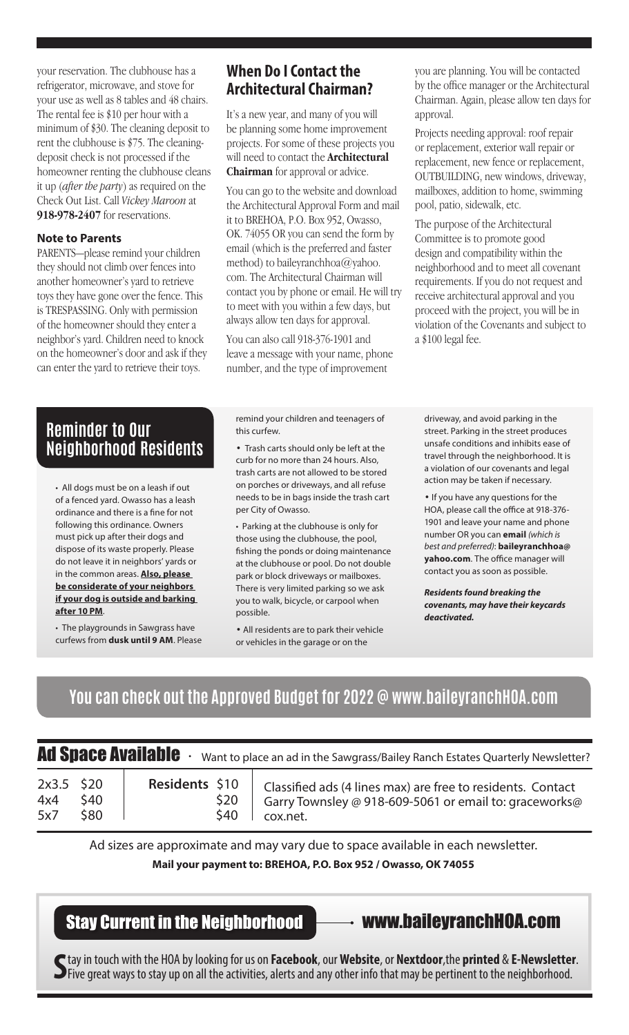your reservation. The clubhouse has a refrigerator, microwave, and stove for your use as well as 8 tables and 48 chairs. The rental fee is $10 per hour with a minimum of $30. The cleaning deposit to rent the clubhouse is $75. The cleaning-deposit check is not processed if the homeowner renting the clubhouse cleans it up (*after the party*) as required on the Check Out List. Call *Vickey Maroon* at **918-978-2407** for reservations.

### Note to Parents

PARENTS—please remind your children they should not climb over fences into another homeowner's yard to retrieve toys they have gone over the fence. This is TRESPASSING. Only with permission of the homeowner should they enter a neighbor's yard. Children need to knock on the homeowner's door and ask if they can enter the yard to retrieve their toys.

## When Do I Contact the Architectural Chairman?

It's a new year, and many of you will be planning some home improvement projects. For some of these projects you will need to contact the **Architectural Chairman** for approval or advice.

You can go to the website and download the Architectural Approval Form and mail it to BREHOA, P.O. Box 952, Owasso, OK. 74055 OR you can send the form by email (which is the preferred and faster method) to baileyranchhoa@yahoo.com. The Architectural Chairman will contact you by phone or email. He will try to meet with you within a few days, but always allow ten days for approval.

You can also call 918-376-1901 and leave a message with your name, phone number, and the type of improvement you are planning. You will be contacted by the office manager or the Architectural Chairman. Again, please allow ten days for approval.

Projects needing approval: roof repair or replacement, exterior wall repair or replacement, new fence or replacement, OUTBUILDING, new windows, driveway, mailboxes, addition to home, swimming pool, patio, sidewalk, etc.

The purpose of the Architectural Committee is to promote good design and compatibility within the neighborhood and to meet all covenant requirements. If you do not request and receive architectural approval and you proceed with the project, you will be in violation of the Covenants and subject to a $100 legal fee.

## Reminder to Our Neighborhood Residents

- All dogs must be on a leash if out of a fenced yard. Owasso has a leash ordinance and there is a fine for not following this ordinance. Owners must pick up after their dogs and dispose of its waste properly. Please do not leave it in neighbors' yards or in the common areas. **Also, please be considerate of your neighbors if your dog is outside and barking after 10 PM**.
- The playgrounds in Sawgrass have curfews from **dusk until 9 AM**. Please remind your children and teenagers of this curfew.
- Trash carts should only be left at the curb for no more than 24 hours. Also, trash carts are not allowed to be stored on porches or driveways, and all refuse needs to be in bags inside the trash cart per City of Owasso.
- Parking at the clubhouse is only for those using the clubhouse, the pool, fishing the ponds or doing maintenance at the clubhouse or pool. Do not double park or block driveways or mailboxes. There is very limited parking so we ask you to walk, bicycle, or carpool when possible.
- All residents are to park their vehicle or vehicles in the garage or on the driveway, and avoid parking in the street. Parking in the street produces unsafe conditions and inhibits ease of travel through the neighborhood. It is a violation of our covenants and legal action may be taken if necessary.
- If you have any questions for the HOA, please call the office at 918-376-1901 and leave your name and phone number OR you can **email** *(which is best and preferred)*: **baileyranchhoa@yahoo.com**. The office manager will contact you as soon as possible.

***Residents found breaking the covenants, may have their keycards deactivated.***

## You can check out the Approved Budget for 2022 @ www.baileyranchHOA.com

## Ad Space Available

Want to place an ad in the Sawgrass/Bailey Ranch Estates Quarterly Newsletter?

| Size | Price | Residents |
|---|---|---|
| 2x3.5 | $20 | $10 |
| 4x4 | $40 | $20 |
| 5x7 | $80 | $40 |

Classified ads (4 lines max) are free to residents. Contact Garry Townsley @ 918-609-5061 or email to: graceworks@cox.net.

Ad sizes are approximate and may vary due to space available in each newsletter.

**Mail your payment to: BREHOA, P.O. Box 952 / Owasso, OK 74055**

## Stay Current in the Neighborhood — www.baileyranchHOA.com

Stay in touch with the HOA by looking for us on **Facebook**, our **Website**, or **Nextdoor**, the **printed** & **E-Newsletter**. Five great ways to stay up on all the activities, alerts and any other info that may be pertinent to the neighborhood.